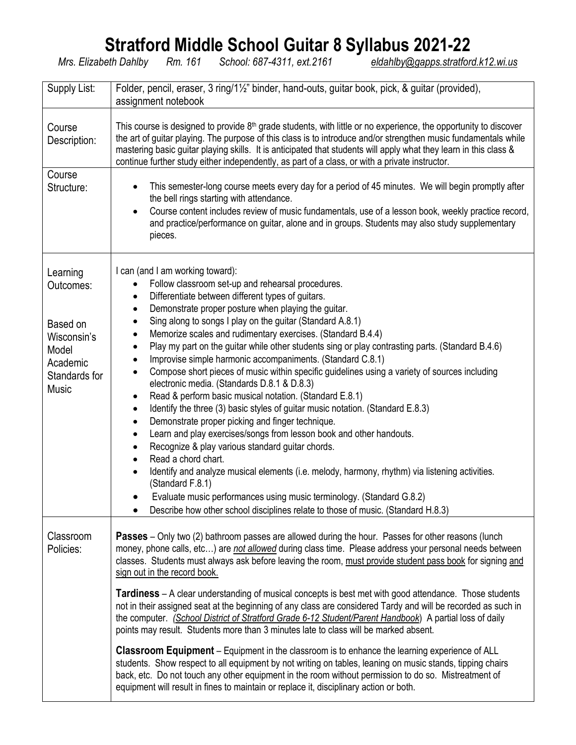# Stratford Middle School Guitar 8 Syllabus 2021-22

*Mrs. Elizabeth Dahlby     Rm. 161     School: 687-4311, ext.2161     eldahlby@gapps.stratford.k12.wi.us*

| | |
|---|---|
| Supply List: | Folder, pencil, eraser, 3 ring/1½" binder, hand-outs, guitar book, pick, & guitar (provided), assignment notebook |
| Course Description: | This course is designed to provide 8th grade students, with little or no experience, the opportunity to discover the art of guitar playing. The purpose of this class is to introduce and/or strengthen music fundamentals while mastering basic guitar playing skills. It is anticipated that students will apply what they learn in this class & continue further study either independently, as part of a class, or with a private instructor. |
| Course Structure: | • This semester-long course meets every day for a period of 45 minutes. We will begin promptly after the bell rings starting with attendance.<br>• Course content includes review of music fundamentals, use of a lesson book, weekly practice record, and practice/performance on guitar, alone and in groups. Students may also study supplementary pieces. |
| Learning Outcomes:<br><br>Based on Wisconsin's Model Academic Standards for Music | I can (and I am working toward):<br>• Follow classroom set-up and rehearsal procedures.<br>• Differentiate between different types of guitars.<br>• Demonstrate proper posture when playing the guitar.<br>• Sing along to songs I play on the guitar (Standard A.8.1)<br>• Memorize scales and rudimentary exercises. (Standard B.4.4)<br>• Play my part on the guitar while other students sing or play contrasting parts. (Standard B.4.6)<br>• Improvise simple harmonic accompaniments. (Standard C.8.1)<br>• Compose short pieces of music within specific guidelines using a variety of sources including electronic media. (Standards D.8.1 & D.8.3)<br>• Read & perform basic musical notation. (Standard E.8.1)<br>• Identify the three (3) basic styles of guitar music notation. (Standard E.8.3)<br>• Demonstrate proper picking and finger technique.<br>• Learn and play exercises/songs from lesson book and other handouts.<br>• Recognize & play various standard guitar chords.<br>• Read a chord chart.<br>• Identify and analyze musical elements (i.e. melody, harmony, rhythm) via listening activities. (Standard F.8.1)<br>• Evaluate music performances using music terminology. (Standard G.8.2)<br>• Describe how other school disciplines relate to those of music. (Standard H.8.3) |
| Classroom Policies: | **Passes** – Only two (2) bathroom passes are allowed during the hour. Passes for other reasons (lunch money, phone calls, etc…) are ***not allowed*** during class time. Please address your personal needs between classes. Students must always ask before leaving the room, <u>must provide student pass book</u> for signing <u>and sign out in the record book.</u><br><br>**Tardiness** – A clear understanding of musical concepts is best met with good attendance. Those students not in their assigned seat at the beginning of any class are considered Tardy and will be recorded as such in the computer. *(School District of Stratford Grade 6-12 Student/Parent Handbook)* A partial loss of daily points may result. Students more than 3 minutes late to class will be marked absent.<br><br>**Classroom Equipment** – Equipment in the classroom is to enhance the learning experience of ALL students. Show respect to all equipment by not writing on tables, leaning on music stands, tipping chairs back, etc. Do not touch any other equipment in the room without permission to do so. Mistreatment of equipment will result in fines to maintain or replace it, disciplinary action or both. |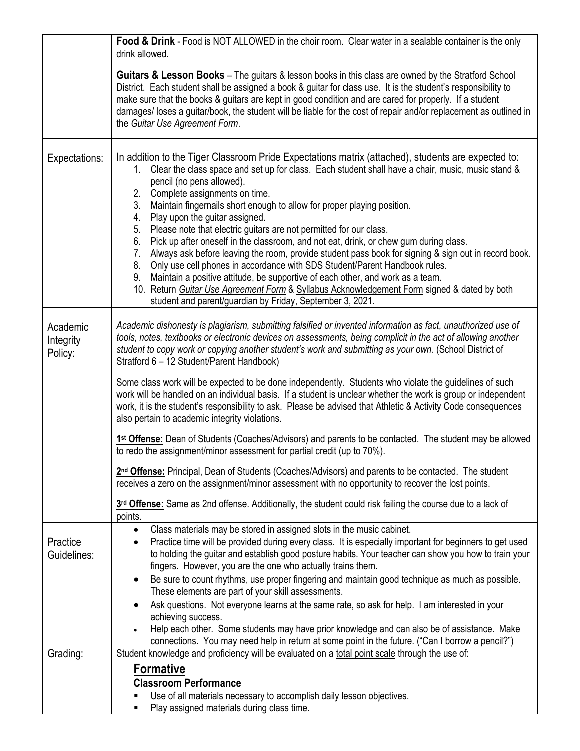| | |
|---|---|
| | **Food & Drink** - Food is NOT ALLOWED in the choir room. Clear water in a sealable container is the only drink allowed.<br><br>**Guitars & Lesson Books** – The guitars & lesson books in this class are owned by the Stratford School District. Each student shall be assigned a book & guitar for class use. It is the student's responsibility to make sure that the books & guitars are kept in good condition and are cared for properly. If a student damages/ loses a guitar/book, the student will be liable for the cost of repair and/or replacement as outlined in the *Guitar Use Agreement Form*. |
| Expectations: | In addition to the Tiger Classroom Pride Expectations matrix (attached), students are expected to:<br>1. Clear the class space and set up for class. Each student shall have a chair, music, music stand & pencil (no pens allowed).<br>2. Complete assignments on time.<br>3. Maintain fingernails short enough to allow for proper playing position.<br>4. Play upon the guitar assigned.<br>5. Please note that electric guitars are not permitted for our class.<br>6. Pick up after oneself in the classroom, and not eat, drink, or chew gum during class.<br>7. Always ask before leaving the room, provide student pass book for signing & sign out in record book.<br>8. Only use cell phones in accordance with SDS Student/Parent Handbook rules.<br>9. Maintain a positive attitude, be supportive of each other, and work as a team.<br>10. Return <u>*Guitar Use Agreement Form*</u> & <u>Syllabus Acknowledgement Form</u> signed & dated by both student and parent/guardian by Friday, September 3, 2021. |
| Academic Integrity Policy: | *Academic dishonesty is plagiarism, submitting falsified or invented information as fact, unauthorized use of tools, notes, textbooks or electronic devices on assessments, being complicit in the act of allowing another student to copy work or copying another student's work and submitting as your own.* (School District of Stratford 6 – 12 Student/Parent Handbook)<br><br>Some class work will be expected to be done independently. Students who violate the guidelines of such work will be handled on an individual basis. If a student is unclear whether the work is group or independent work, it is the student's responsibility to ask. Please be advised that Athletic & Activity Code consequences also pertain to academic integrity violations.<br><br>**<u>1st Offense:</u>** Dean of Students (Coaches/Advisors) and parents to be contacted. The student may be allowed to redo the assignment/minor assessment for partial credit (up to 70%).<br><br>**<u>2nd Offense:</u>** Principal, Dean of Students (Coaches/Advisors) and parents to be contacted. The student receives a zero on the assignment/minor assessment with no opportunity to recover the lost points.<br><br>**<u>3rd Offense:</u>** Same as 2nd offense. Additionally, the student could risk failing the course due to a lack of points. |
| Practice Guidelines: | • Class materials may be stored in assigned slots in the music cabinet.<br>• Practice time will be provided during every class. It is especially important for beginners to get used to holding the guitar and establish good posture habits. Your teacher can show you how to train your fingers. However, you are the one who actually trains them.<br>• Be sure to count rhythms, use proper fingering and maintain good technique as much as possible. These elements are part of your skill assessments.<br>• Ask questions. Not everyone learns at the same rate, so ask for help. I am interested in your achieving success.<br>• Help each other. Some students may have prior knowledge and can also be of assistance. Make connections. You may need help in return at some point in the future. ("Can I borrow a pencil?") |
| Grading: | Student knowledge and proficiency will be evaluated on a <u>total point scale</u> through the use of:<br>**<u>Formative</u>**<br>**Classroom Performance**<br>▪ Use of all materials necessary to accomplish daily lesson objectives.<br>▪ Play assigned materials during class time. |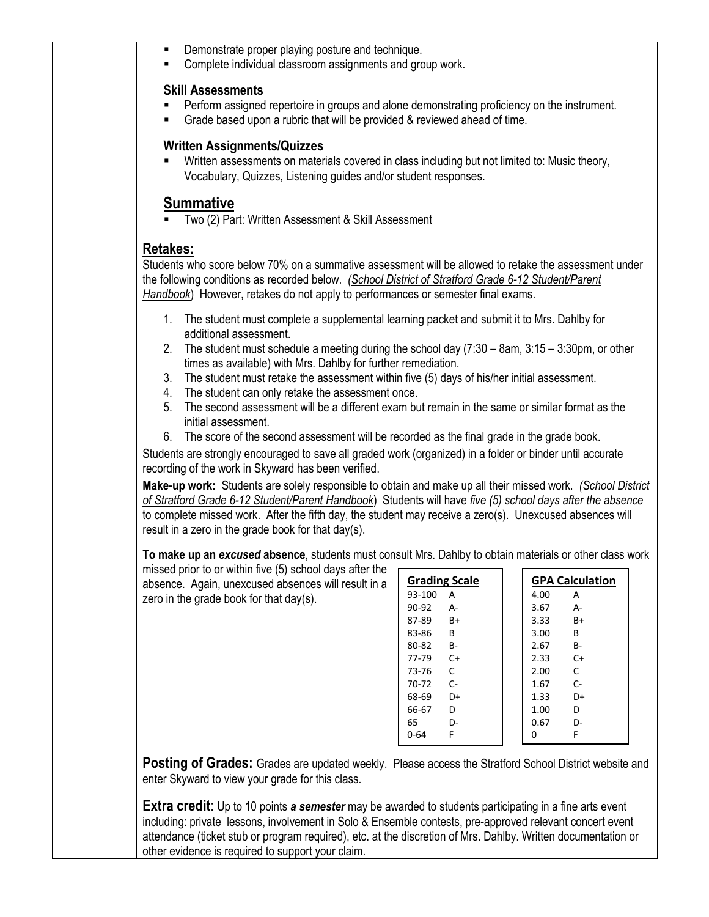- Demonstrate proper playing posture and technique.
- Complete individual classroom assignments and group work.

**Skill Assessments**

- Perform assigned repertoire in groups and alone demonstrating proficiency on the instrument.
- Grade based upon a rubric that will be provided & reviewed ahead of time.

**Written Assignments/Quizzes**

- Written assessments on materials covered in class including but not limited to: Music theory, Vocabulary, Quizzes, Listening guides and/or student responses.

## Summative

- Two (2) Part: Written Assessment & Skill Assessment

## Retakes:

Students who score below 70% on a summative assessment will be allowed to retake the assessment under the following conditions as recorded below. *(School District of Stratford Grade 6-12 Student/Parent Handbook)* However, retakes do not apply to performances or semester final exams.

1. The student must complete a supplemental learning packet and submit it to Mrs. Dahlby for additional assessment.
2. The student must schedule a meeting during the school day (7:30 – 8am, 3:15 – 3:30pm, or other times as available) with Mrs. Dahlby for further remediation.
3. The student must retake the assessment within five (5) days of his/her initial assessment.
4. The student can only retake the assessment once.
5. The second assessment will be a different exam but remain in the same or similar format as the initial assessment.
6. The score of the second assessment will be recorded as the final grade in the grade book.

Students are strongly encouraged to save all graded work (organized) in a folder or binder until accurate recording of the work in Skyward has been verified.

**Make-up work:** Students are solely responsible to obtain and make up all their missed work. *(School District of Stratford Grade 6-12 Student/Parent Handbook)* Students will have *five (5) school days after the absence* to complete missed work. After the fifth day, the student may receive a zero(s). Unexcused absences will result in a zero in the grade book for that day(s).

**To make up an *excused* absence**, students must consult Mrs. Dahlby to obtain materials or other class work missed prior to or within five (5) school days after the absence. Again, unexcused absences will result in a zero in the grade book for that day(s).

| **Grading Scale** | |
|---|---|
| 93-100 | A |
| 90-92 | A- |
| 87-89 | B+ |
| 83-86 | B |
| 80-82 | B- |
| 77-79 | C+ |
| 73-76 | C |
| 70-72 | C- |
| 68-69 | D+ |
| 66-67 | D |
| 65 | D- |
| 0-64 | F |

| **GPA Calculation** | |
|---|---|
| 4.00 | A |
| 3.67 | A- |
| 3.33 | B+ |
| 3.00 | B |
| 2.67 | B- |
| 2.33 | C+ |
| 2.00 | C |
| 1.67 | C- |
| 1.33 | D+ |
| 1.00 | D |
| 0.67 | D- |
| 0 | F |

**Posting of Grades:** Grades are updated weekly. Please access the Stratford School District website and enter Skyward to view your grade for this class.

**Extra credit**: Up to 10 points ***a semester*** may be awarded to students participating in a fine arts event including: private lessons, involvement in Solo & Ensemble contests, pre-approved relevant concert event attendance (ticket stub or program required), etc. at the discretion of Mrs. Dahlby. Written documentation or other evidence is required to support your claim.